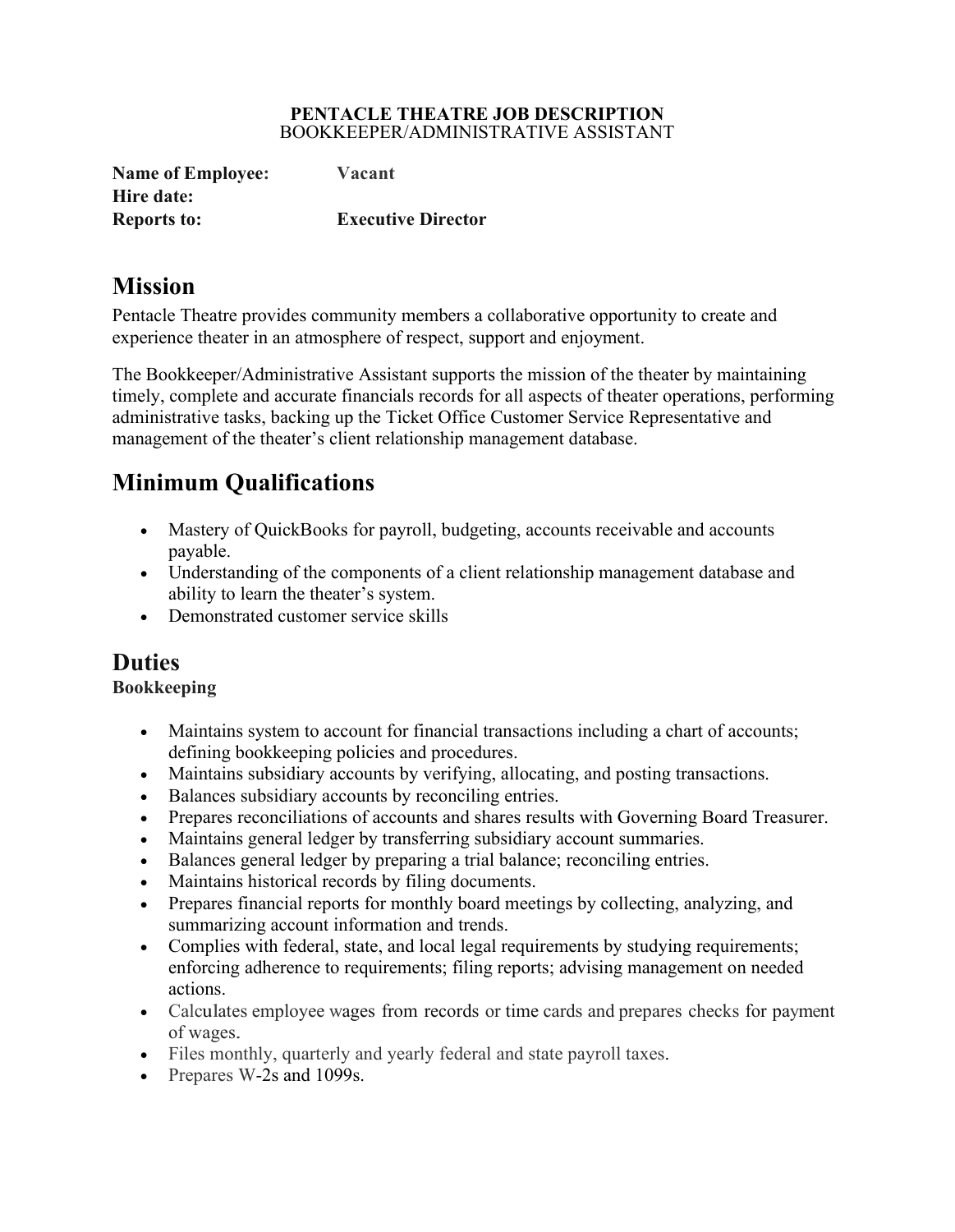**PENTACLE THEATRE JOB DESCRIPTION**
BOOKKEEPER/ADMINISTRATIVE ASSISTANT

**Name of Employee:** **Vacant**
**Hire date:**
**Reports to:** **Executive Director**

# Mission

Pentacle Theatre provides community members a collaborative opportunity to create and experience theater in an atmosphere of respect, support and enjoyment.

The Bookkeeper/Administrative Assistant supports the mission of the theater by maintaining timely, complete and accurate financials records for all aspects of theater operations, performing administrative tasks, backing up the Ticket Office Customer Service Representative and management of the theater's client relationship management database.

# Minimum Qualifications

- Mastery of QuickBooks for payroll, budgeting, accounts receivable and accounts payable.
- Understanding of the components of a client relationship management database and ability to learn the theater's system.
- Demonstrated customer service skills

# Duties

**Bookkeeping**

- Maintains system to account for financial transactions including a chart of accounts; defining bookkeeping policies and procedures.
- Maintains subsidiary accounts by verifying, allocating, and posting transactions.
- Balances subsidiary accounts by reconciling entries.
- Prepares reconciliations of accounts and shares results with Governing Board Treasurer.
- Maintains general ledger by transferring subsidiary account summaries.
- Balances general ledger by preparing a trial balance; reconciling entries.
- Maintains historical records by filing documents.
- Prepares financial reports for monthly board meetings by collecting, analyzing, and summarizing account information and trends.
- Complies with federal, state, and local legal requirements by studying requirements; enforcing adherence to requirements; filing reports; advising management on needed actions.
- Calculates employee wages from records or time cards and prepares checks for payment of wages.
- Files monthly, quarterly and yearly federal and state payroll taxes.
- Prepares W-2s and 1099s.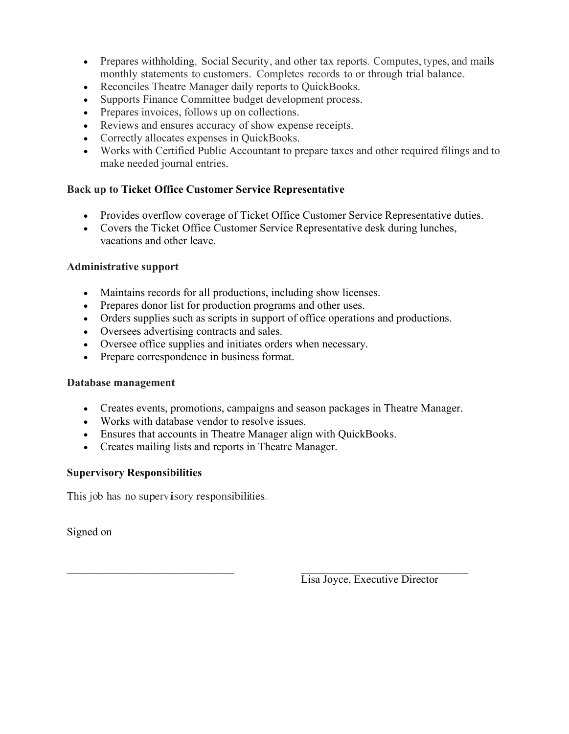- Prepares withholding, Social Security, and other tax reports. Computes, types, and mails monthly statements to customers. Completes records to or through trial balance.
- Reconciles Theatre Manager daily reports to QuickBooks.
- Supports Finance Committee budget development process.
- Prepares invoices, follows up on collections.
- Reviews and ensures accuracy of show expense receipts.
- Correctly allocates expenses in QuickBooks.
- Works with Certified Public Accountant to prepare taxes and other required filings and to make needed journal entries.

**Back up to Ticket Office Customer Service Representative**

- Provides overflow coverage of Ticket Office Customer Service Representative duties.
- Covers the Ticket Office Customer Service Representative desk during lunches, vacations and other leave.

**Administrative support**

- Maintains records for all productions, including show licenses.
- Prepares donor list for production programs and other uses.
- Orders supplies such as scripts in support of office operations and productions.
- Oversees advertising contracts and sales.
- Oversee office supplies and initiates orders when necessary.
- Prepare correspondence in business format.

**Database management**

- Creates events, promotions, campaigns and season packages in Theatre Manager.
- Works with database vendor to resolve issues.
- Ensures that accounts in Theatre Manager align with QuickBooks.
- Creates mailing lists and reports in Theatre Manager.

**Supervisory Responsibilities**

This job has no supervisory responsibilities.

Signed on

\_\_\_\_\_\_\_\_\_\_\_\_\_\_\_\_\_\_\_\_\_\_\_\_\_\_\_\_\_\_ \_\_\_\_\_\_\_\_\_\_\_\_\_\_\_\_\_\_\_\_\_\_\_\_\_\_\_\_\_\_

Lisa Joyce, Executive Director